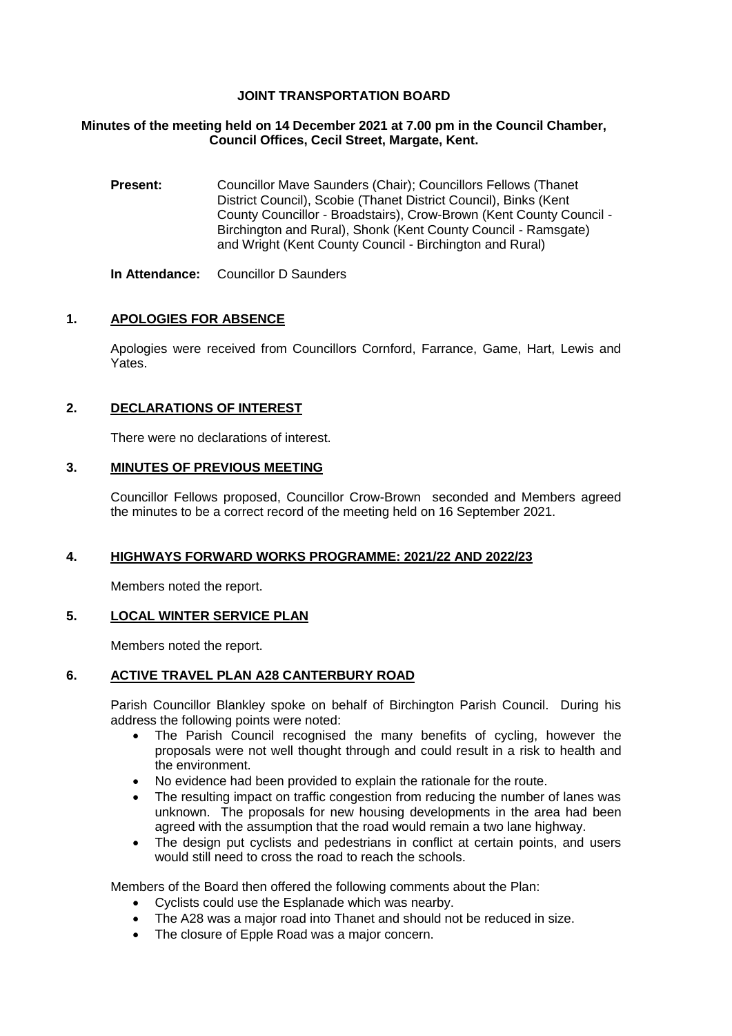# JOINT TRANSPORTATION BOARD

**Minutes of the meeting held on 14 December 2021 at 7.00 pm in the Council Chamber, Council Offices, Cecil Street, Margate, Kent.**

**Present:** Councillor Mave Saunders (Chair); Councillors Fellows (Thanet District Council), Scobie (Thanet District Council), Binks (Kent County Councillor - Broadstairs), Crow-Brown (Kent County Council - Birchington and Rural), Shonk (Kent County Council - Ramsgate) and Wright (Kent County Council - Birchington and Rural)

**In Attendance:** Councillor D Saunders

## 1. APOLOGIES FOR ABSENCE

Apologies were received from Councillors Cornford, Farrance, Game, Hart, Lewis and Yates.

## 2. DECLARATIONS OF INTEREST

There were no declarations of interest.

## 3. MINUTES OF PREVIOUS MEETING

Councillor Fellows proposed, Councillor Crow-Brown seconded and Members agreed the minutes to be a correct record of the meeting held on 16 September 2021.

## 4. HIGHWAYS FORWARD WORKS PROGRAMME: 2021/22 AND 2022/23

Members noted the report.

## 5. LOCAL WINTER SERVICE PLAN

Members noted the report.

## 6. ACTIVE TRAVEL PLAN A28 CANTERBURY ROAD

Parish Councillor Blankley spoke on behalf of Birchington Parish Council. During his address the following points were noted:

- The Parish Council recognised the many benefits of cycling, however the proposals were not well thought through and could result in a risk to health and the environment.
- No evidence had been provided to explain the rationale for the route.
- The resulting impact on traffic congestion from reducing the number of lanes was unknown. The proposals for new housing developments in the area had been agreed with the assumption that the road would remain a two lane highway.
- The design put cyclists and pedestrians in conflict at certain points, and users would still need to cross the road to reach the schools.

Members of the Board then offered the following comments about the Plan:

- Cyclists could use the Esplanade which was nearby.
- The A28 was a major road into Thanet and should not be reduced in size.
- The closure of Epple Road was a major concern.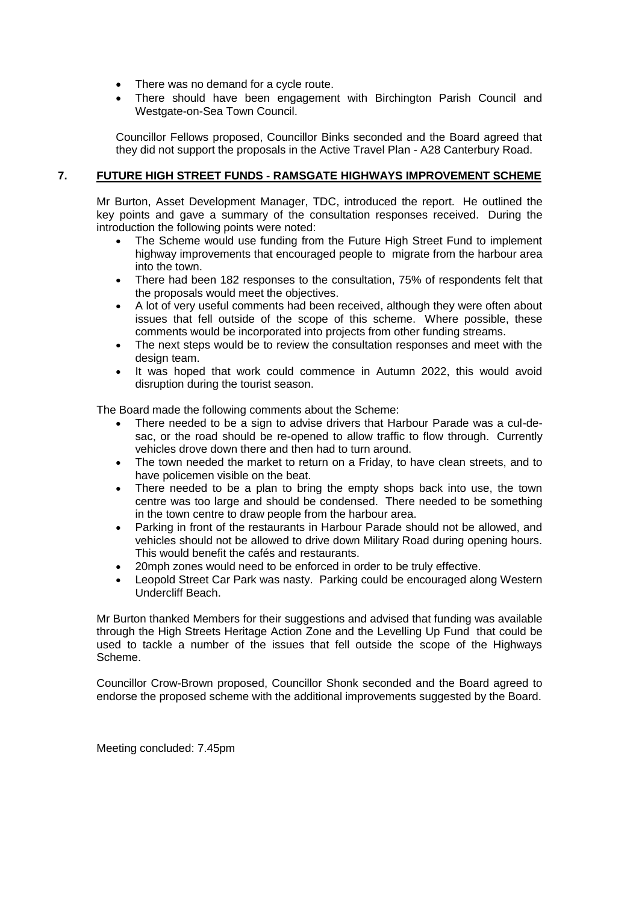- There was no demand for a cycle route.
- There should have been engagement with Birchington Parish Council and Westgate-on-Sea Town Council.

Councillor Fellows proposed, Councillor Binks seconded and the Board agreed that they did not support the proposals in the Active Travel Plan - A28 Canterbury Road.

## 7. FUTURE HIGH STREET FUNDS - RAMSGATE HIGHWAYS IMPROVEMENT SCHEME

Mr Burton, Asset Development Manager, TDC, introduced the report. He outlined the key points and gave a summary of the consultation responses received. During the introduction the following points were noted:

- The Scheme would use funding from the Future High Street Fund to implement highway improvements that encouraged people to migrate from the harbour area into the town.
- There had been 182 responses to the consultation, 75% of respondents felt that the proposals would meet the objectives.
- A lot of very useful comments had been received, although they were often about issues that fell outside of the scope of this scheme. Where possible, these comments would be incorporated into projects from other funding streams.
- The next steps would be to review the consultation responses and meet with the design team.
- It was hoped that work could commence in Autumn 2022, this would avoid disruption during the tourist season.

The Board made the following comments about the Scheme:

- There needed to be a sign to advise drivers that Harbour Parade was a cul-de-sac, or the road should be re-opened to allow traffic to flow through. Currently vehicles drove down there and then had to turn around.
- The town needed the market to return on a Friday, to have clean streets, and to have policemen visible on the beat.
- There needed to be a plan to bring the empty shops back into use, the town centre was too large and should be condensed. There needed to be something in the town centre to draw people from the harbour area.
- Parking in front of the restaurants in Harbour Parade should not be allowed, and vehicles should not be allowed to drive down Military Road during opening hours. This would benefit the cafés and restaurants.
- 20mph zones would need to be enforced in order to be truly effective.
- Leopold Street Car Park was nasty. Parking could be encouraged along Western Undercliff Beach.

Mr Burton thanked Members for their suggestions and advised that funding was available through the High Streets Heritage Action Zone and the Levelling Up Fund that could be used to tackle a number of the issues that fell outside the scope of the Highways Scheme.

Councillor Crow-Brown proposed, Councillor Shonk seconded and the Board agreed to endorse the proposed scheme with the additional improvements suggested by the Board.

Meeting concluded: 7.45pm